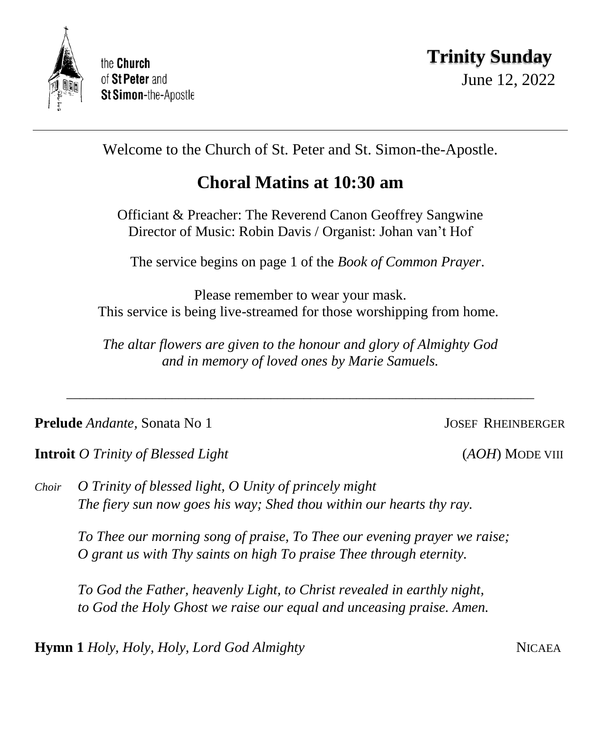the **Church**
of **St Peter** and
**St Simon**-the-Apostle

# Trinity Sunday

June 12, 2022

---

Welcome to the Church of St. Peter and St. Simon-the-Apostle.

## Choral Matins at 10:30 am

Officiant & Preacher: The Reverend Canon Geoffrey Sangwine
Director of Music: Robin Davis / Organist: Johan van't Hof

The service begins on page 1 of the *Book of Common Prayer*.

Please remember to wear your mask.
This service is being live-streamed for those worshipping from home.

*The altar flowers are given to the honour and glory of Almighty God and in memory of loved ones by Marie Samuels.*

---

**Prelude** *Andante,* Sonata No 1 — JOSEF RHEINBERGER

**Introit** *O Trinity of Blessed Light* — (*AOH*) MODE VIII

*Choir* *O Trinity of blessed light, O Unity of princely might*
*The fiery sun now goes his way; Shed thou within our hearts thy ray.*

*To Thee our morning song of praise, To Thee our evening prayer we raise;*
*O grant us with Thy saints on high To praise Thee through eternity.*

*To God the Father, heavenly Light, to Christ revealed in earthly night,*
*to God the Holy Ghost we raise our equal and unceasing praise. Amen.*

**Hymn 1** *Holy, Holy, Holy, Lord God Almighty* — NICAEA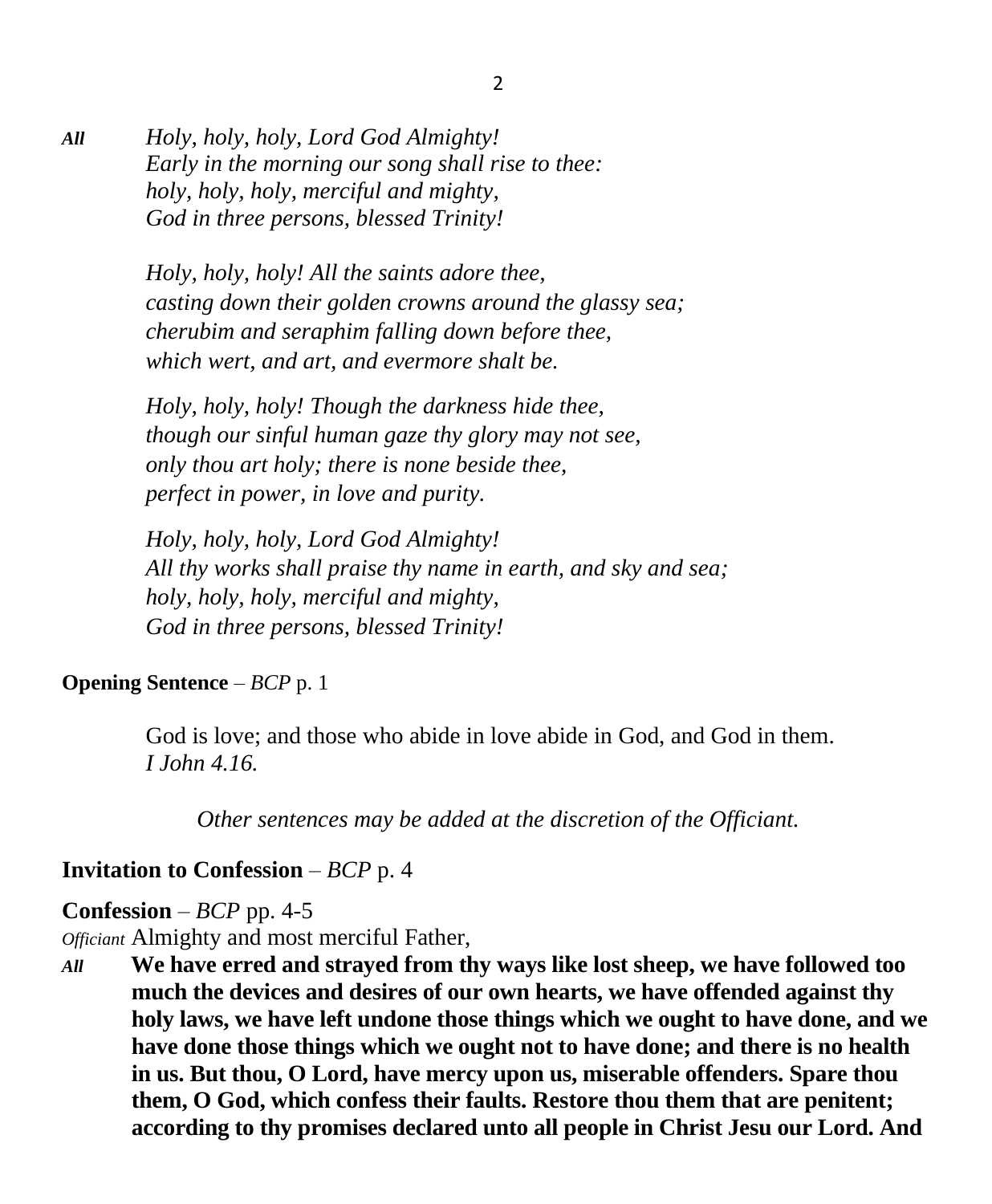*All* *Holy, holy, holy, Lord God Almighty!*
*Early in the morning our song shall rise to thee:*
*holy, holy, holy, merciful and mighty,*
*God in three persons, blessed Trinity!*

*Holy, holy, holy! All the saints adore thee,*
*casting down their golden crowns around the glassy sea;*
*cherubim and seraphim falling down before thee,*
*which wert, and art, and evermore shalt be.*

*Holy, holy, holy! Though the darkness hide thee,*
*though our sinful human gaze thy glory may not see,*
*only thou art holy; there is none beside thee,*
*perfect in power, in love and purity.*

*Holy, holy, holy, Lord God Almighty!*
*All thy works shall praise thy name in earth, and sky and sea;*
*holy, holy, holy, merciful and mighty,*
*God in three persons, blessed Trinity!*

**Opening Sentence** – *BCP* p. 1

God is love; and those who abide in love abide in God, and God in them.
*I John 4.16.*

*Other sentences may be added at the discretion of the Officiant.*

**Invitation to Confession** – *BCP* p. 4

**Confession** – *BCP* pp. 4-5

*Officiant* Almighty and most merciful Father,

*All* **We have erred and strayed from thy ways like lost sheep, we have followed too much the devices and desires of our own hearts, we have offended against thy holy laws, we have left undone those things which we ought to have done, and we have done those things which we ought not to have done; and there is no health in us. But thou, O Lord, have mercy upon us, miserable offenders. Spare thou them, O God, which confess their faults. Restore thou them that are penitent; according to thy promises declared unto all people in Christ Jesu our Lord. And**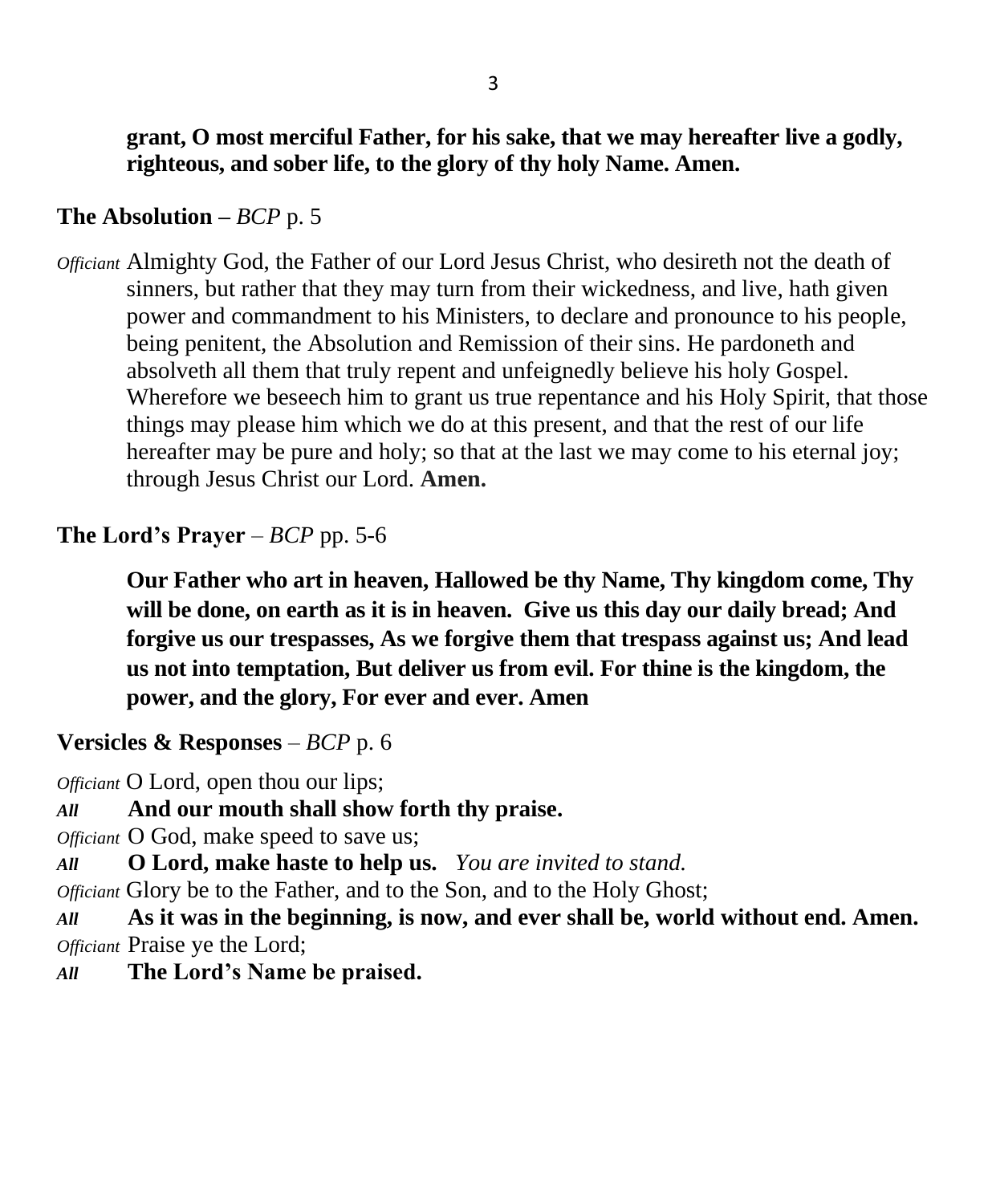**grant, O most merciful Father, for his sake, that we may hereafter live a godly, righteous, and sober life, to the glory of thy holy Name. Amen.**

**The Absolution –** *BCP* p. 5

*Officiant* Almighty God, the Father of our Lord Jesus Christ, who desireth not the death of sinners, but rather that they may turn from their wickedness, and live, hath given power and commandment to his Ministers, to declare and pronounce to his people, being penitent, the Absolution and Remission of their sins. He pardoneth and absolveth all them that truly repent and unfeignedly believe his holy Gospel. Wherefore we beseech him to grant us true repentance and his Holy Spirit, that those things may please him which we do at this present, and that the rest of our life hereafter may be pure and holy; so that at the last we may come to his eternal joy; through Jesus Christ our Lord. **Amen.**

**The Lord's Prayer** – *BCP* pp. 5-6

**Our Father who art in heaven, Hallowed be thy Name, Thy kingdom come, Thy will be done, on earth as it is in heaven. Give us this day our daily bread; And forgive us our trespasses, As we forgive them that trespass against us; And lead us not into temptation, But deliver us from evil. For thine is the kingdom, the power, and the glory, For ever and ever. Amen**

**Versicles & Responses** – *BCP* p. 6

*Officiant* O Lord, open thou our lips;
***All*** **And our mouth shall show forth thy praise.**
*Officiant* O God, make speed to save us;
***All*** **O Lord, make haste to help us.** *You are invited to stand.*
*Officiant* Glory be to the Father, and to the Son, and to the Holy Ghost;
***All*** **As it was in the beginning, is now, and ever shall be, world without end. Amen.**
*Officiant* Praise ye the Lord;
***All*** **The Lord's Name be praised.**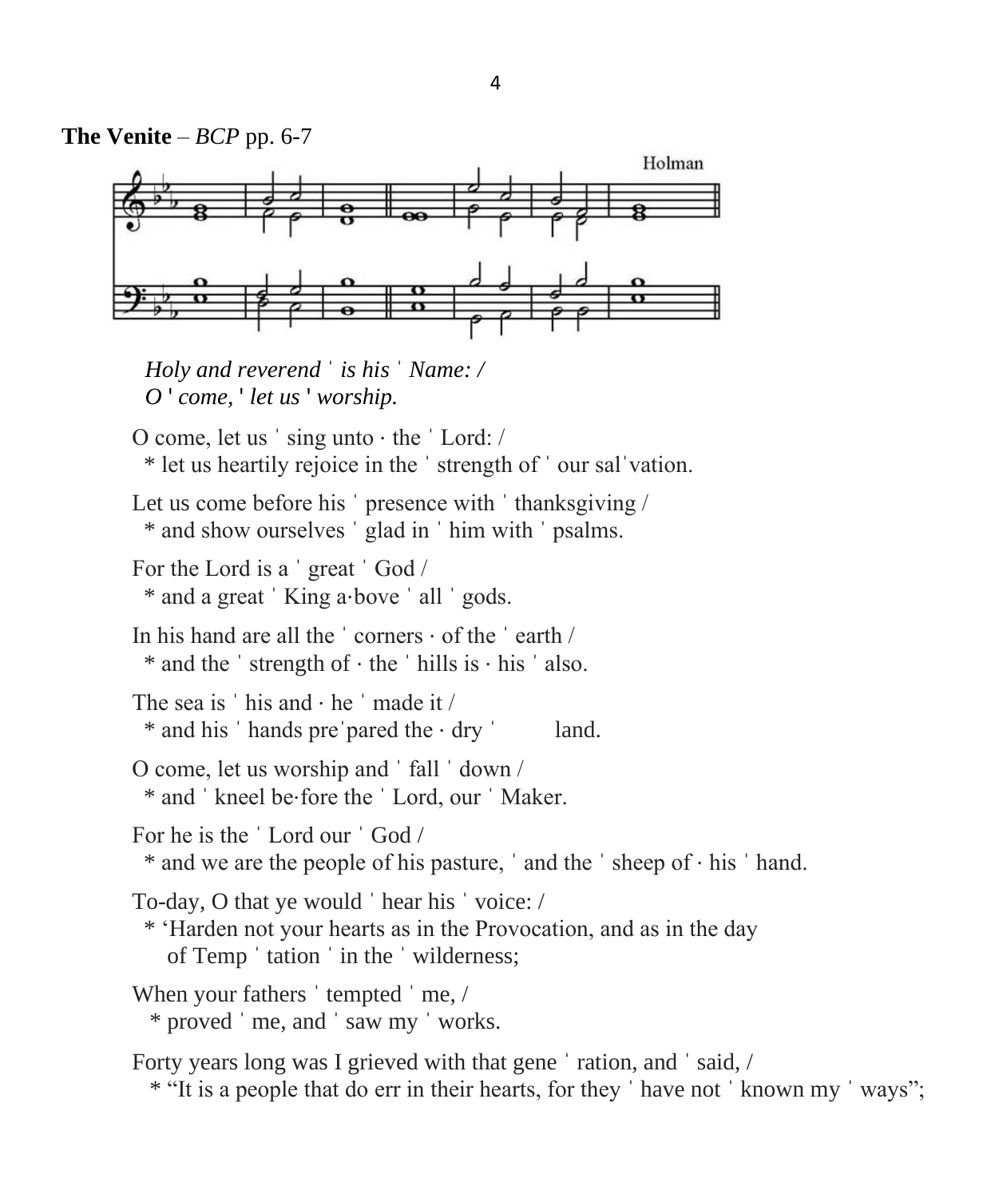**The Venite** – *BCP* pp. 6-7

Holman

*Holy and reverend ˈ is his ˈ Name: /*
*O ˈ come, ˈ let us ˈ worship.*

O come, let us ˈ sing unto · the ˈ Lord: /
* let us heartily rejoice in the ˈ strength of ˈ our salˈvation.

Let us come before his ˈ presence with ˈ thanksgiving /
* and show ourselves ˈ glad in ˈ him with ˈ psalms.

For the Lord is a ˈ great ˈ God /
* and a great ˈ King a·bove ˈ all ˈ gods.

In his hand are all the ˈ corners · of the ˈ earth /
* and the ˈ strength of · the ˈ hills is · his ˈ also.

The sea is ˈ his and · he ˈ made it /
* and his ˈ hands preˈpared the · dry ˈ land.

O come, let us worship and ˈ fall ˈ down /
* and ˈ kneel be·fore the ˈ Lord, our ˈ Maker.

For he is the ˈ Lord our ˈ God /
* and we are the people of his pasture, ˈ and the ˈ sheep of · his ˈ hand.

To-day, O that ye would ˈ hear his ˈ voice: /
* 'Harden not your hearts as in the Provocation, and as in the day of Temp ˈ tation ˈ in the ˈ wilderness;

When your fathers ˈ tempted ˈ me, /
* proved ˈ me, and ˈ saw my ˈ works.

Forty years long was I grieved with that gene ˈ ration, and ˈ said, /
* "It is a people that do err in their hearts, for they ˈ have not ˈ known my ˈ ways";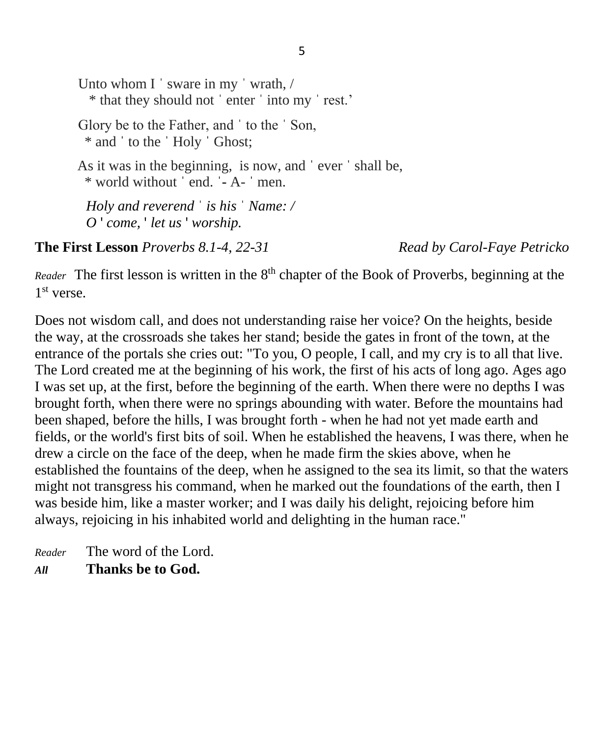Unto whom I ˈ sware in my ˈ wrath, /
 * that they should not ˈ enter ˈ into my ˈ rest.'

Glory be to the Father, and ˈ to the ˈ Son,
 * and ˈ to the ˈ Holy ˈ Ghost;

As it was in the beginning, is now, and ˈ ever ˈ shall be,
 * world without ˈ end. ˈ- A- ˈ men.

*Holy and reverend ˈ is his ˈ Name: /*
*O ˈ come, ˈ let us ˈ worship.*

**The First Lesson** *Proverbs 8.1-4, 22-31* *Read by Carol-Faye Petricko*

*Reader* The first lesson is written in the 8th chapter of the Book of Proverbs, beginning at the 1st verse.

Does not wisdom call, and does not understanding raise her voice? On the heights, beside the way, at the crossroads she takes her stand; beside the gates in front of the town, at the entrance of the portals she cries out: "To you, O people, I call, and my cry is to all that live. The Lord created me at the beginning of his work, the first of his acts of long ago. Ages ago I was set up, at the first, before the beginning of the earth. When there were no depths I was brought forth, when there were no springs abounding with water. Before the mountains had been shaped, before the hills, I was brought forth - when he had not yet made earth and fields, or the world's first bits of soil. When he established the heavens, I was there, when he drew a circle on the face of the deep, when he made firm the skies above, when he established the fountains of the deep, when he assigned to the sea its limit, so that the waters might not transgress his command, when he marked out the foundations of the earth, then I was beside him, like a master worker; and I was daily his delight, rejoicing before him always, rejoicing in his inhabited world and delighting in the human race."

*Reader* The word of the Lord.
***All*** **Thanks be to God.**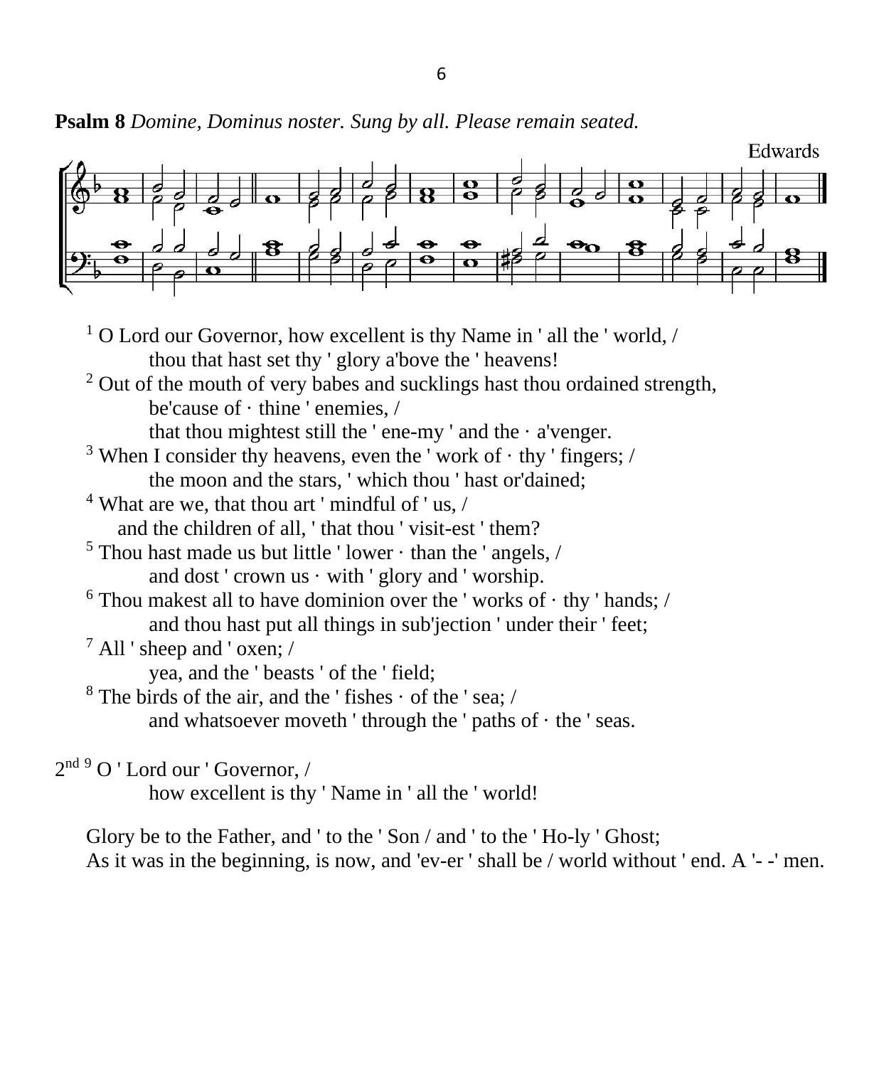**Psalm 8** *Domine, Dominus noster. Sung by all. Please remain seated.*

Edwards

[1] O Lord our Governor, how excellent is thy Name in ' all the ' world, /
thou that hast set thy ' glory a'bove the ' heavens!
[2] Out of the mouth of very babes and sucklings hast thou ordained strength,
be'cause of · thine ' enemies, /
that thou mightest still the ' ene-my ' and the · a'venger.
[3] When I consider thy heavens, even the ' work of · thy ' fingers; /
the moon and the stars, ' which thou ' hast or'dained;
[4] What are we, that thou art ' mindful of ' us, /
and the children of all, ' that thou ' visit-est ' them?
[5] Thou hast made us but little ' lower · than the ' angels, /
and dost ' crown us · with ' glory and ' worship.
[6] Thou makest all to have dominion over the ' works of · thy ' hands; /
and thou hast put all things in sub'jection ' under their ' feet;
[7] All ' sheep and ' oxen; /
yea, and the ' beasts ' of the ' field;
[8] The birds of the air, and the ' fishes · of the ' sea; /
and whatsoever moveth ' through the ' paths of · the ' seas.

2nd [9] O ' Lord our ' Governor, /
how excellent is thy ' Name in ' all the ' world!

Glory be to the Father, and ' to the ' Son / and ' to the ' Ho-ly ' Ghost;
As it was in the beginning, is now, and 'ev-er ' shall be / world without ' end. A '- -' men.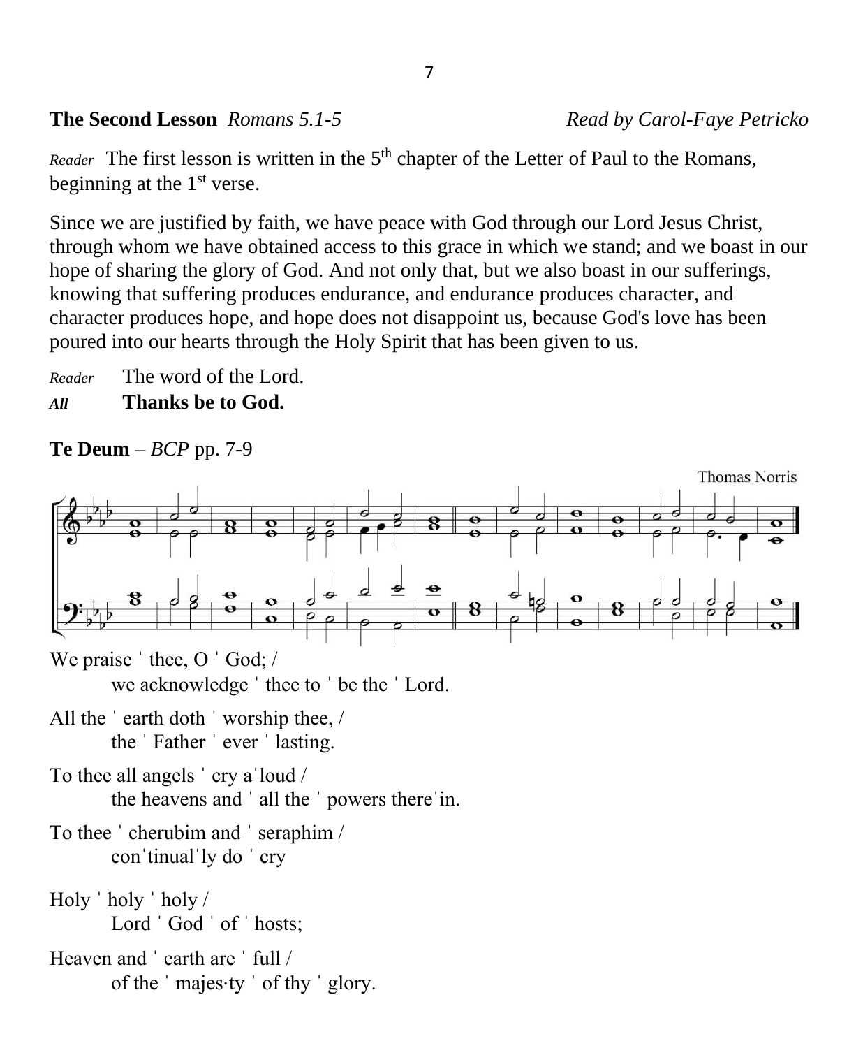**The Second Lesson** *Romans 5.1-5* *Read by Carol-Faye Petricko*

*Reader* The first lesson is written in the 5th chapter of the Letter of Paul to the Romans, beginning at the 1st verse.

Since we are justified by faith, we have peace with God through our Lord Jesus Christ, through whom we have obtained access to this grace in which we stand; and we boast in our hope of sharing the glory of God. And not only that, but we also boast in our sufferings, knowing that suffering produces endurance, and endurance produces character, and character produces hope, and hope does not disappoint us, because God's love has been poured into our hearts through the Holy Spirit that has been given to us.

*Reader* The word of the Lord.
***All*** **Thanks be to God.**

**Te Deum** – *BCP* pp. 7-9

Thomas Norris

We praise ˈ thee, O ˈ God; /
we acknowledge ˈ thee to ˈ be the ˈ Lord.

All the ˈ earth doth ˈ worship thee, /
the ˈ Father ˈ ever ˈ lasting.

To thee all angels ˈ cry aˈloud /
the heavens and ˈ all the ˈ powers thereˈin.

To thee ˈ cherubim and ˈ seraphim /
conˈtinualˈly do ˈ cry

Holy ˈ holy ˈ holy /
Lord ˈ God ˈ of ˈ hosts;

Heaven and ˈ earth are ˈ full /
of the ˈ majes·ty ˈ of thy ˈ glory.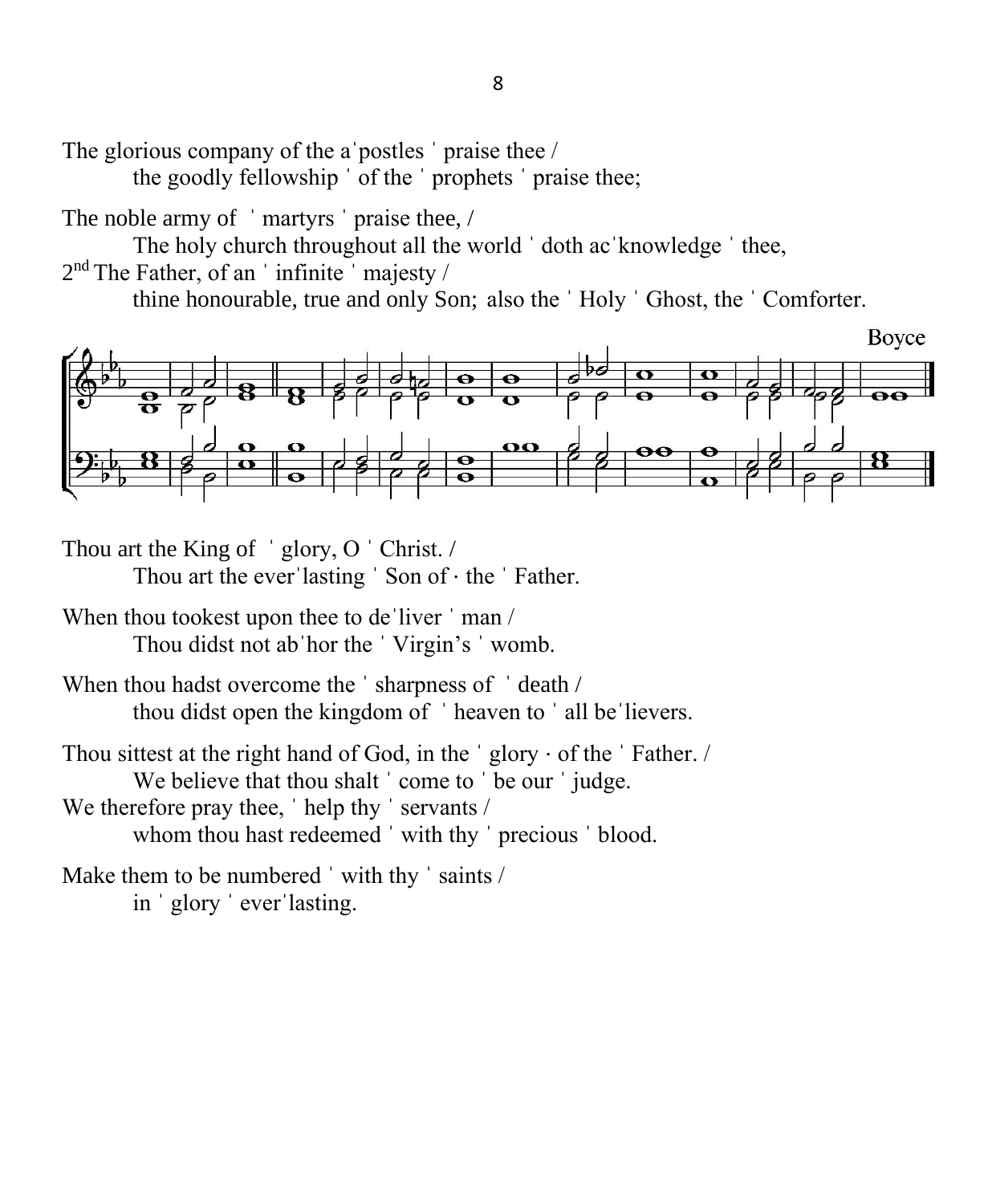The glorious company of the aˈpostles ˈ praise thee /
    the goodly fellowship ˈ of the ˈ prophets ˈ praise thee;

The noble army of ˈ martyrs ˈ praise thee, /
    The holy church throughout all the world ˈ doth acˈknowledge ˈ thee,

2nd The Father, of an ˈ infinite ˈ majesty /
    thine honourable, true and only Son; also the ˈ Holy ˈ Ghost, the ˈ Comforter.

Boyce

Thou art the King of ˈ glory, O ˈ Christ. /
    Thou art the everˈlasting ˈ Son of · the ˈ Father.

When thou tookest upon thee to deˈliver ˈ man /
    Thou didst not abˈhor the ˈ Virgin's ˈ womb.

When thou hadst overcome the ˈ sharpness of ˈ death /
    thou didst open the kingdom of ˈ heaven to ˈ all beˈlievers.

Thou sittest at the right hand of God, in the ˈ glory · of the ˈ Father. /
    We believe that thou shalt ˈ come to ˈ be our ˈ judge.

We therefore pray thee, ˈ help thy ˈ servants /
    whom thou hast redeemed ˈ with thy ˈ precious ˈ blood.

Make them to be numbered ˈ with thy ˈ saints /
    in ˈ glory ˈ everˈlasting.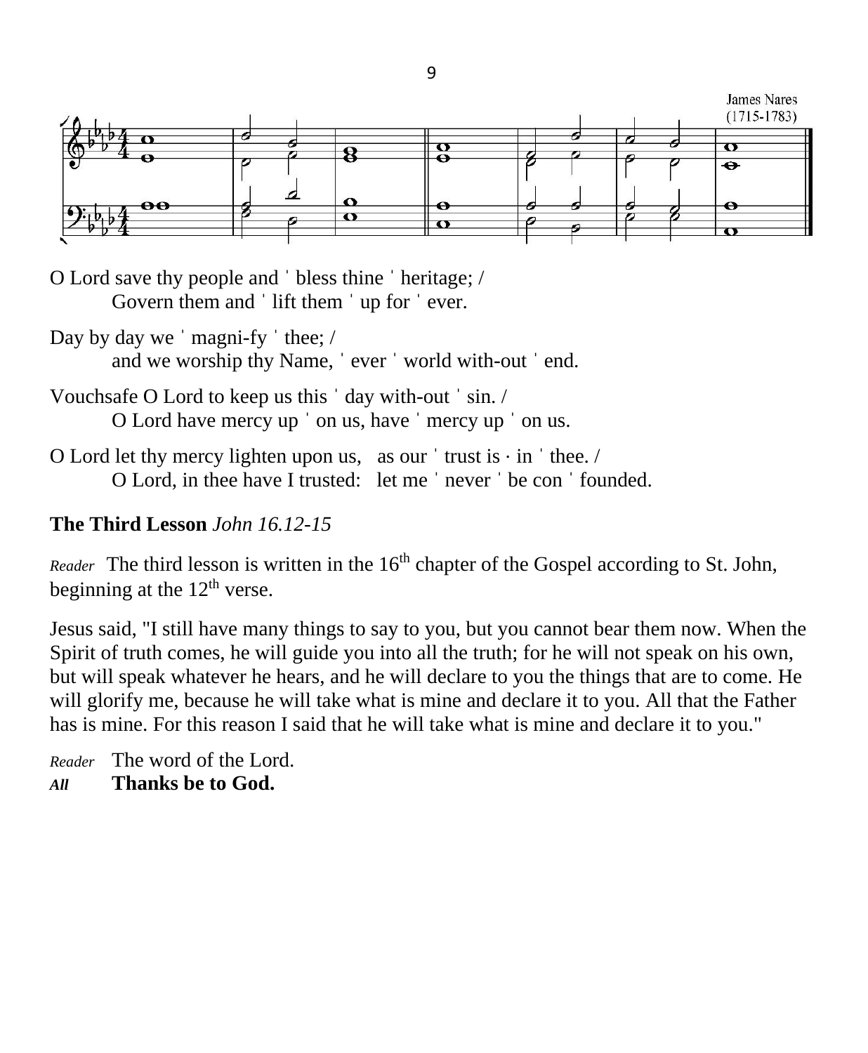James Nares (1715-1783)

O Lord save thy people and ˈ bless thine ˈ heritage; /
    Govern them and ˈ lift them ˈ up for ˈ ever.

Day by day we ˈ magni-fy ˈ thee; /
    and we worship thy Name, ˈ ever ˈ world with-out ˈ end.

Vouchsafe O Lord to keep us this ˈ day with-out ˈ sin. /
    O Lord have mercy up ˈ on us, have ˈ mercy up ˈ on us.

O Lord let thy mercy lighten upon us, as our ˈ trust is · in ˈ thee. /
    O Lord, in thee have I trusted: let me ˈ never ˈ be con ˈ founded.

**The Third Lesson** *John 16.12-15*

*Reader* The third lesson is written in the 16th chapter of the Gospel according to St. John, beginning at the 12th verse.

Jesus said, "I still have many things to say to you, but you cannot bear them now. When the Spirit of truth comes, he will guide you into all the truth; for he will not speak on his own, but will speak whatever he hears, and he will declare to you the things that are to come. He will glorify me, because he will take what is mine and declare it to you. All that the Father has is mine. For this reason I said that he will take what is mine and declare it to you."

*Reader* The word of the Lord.
***All*** **Thanks be to God.**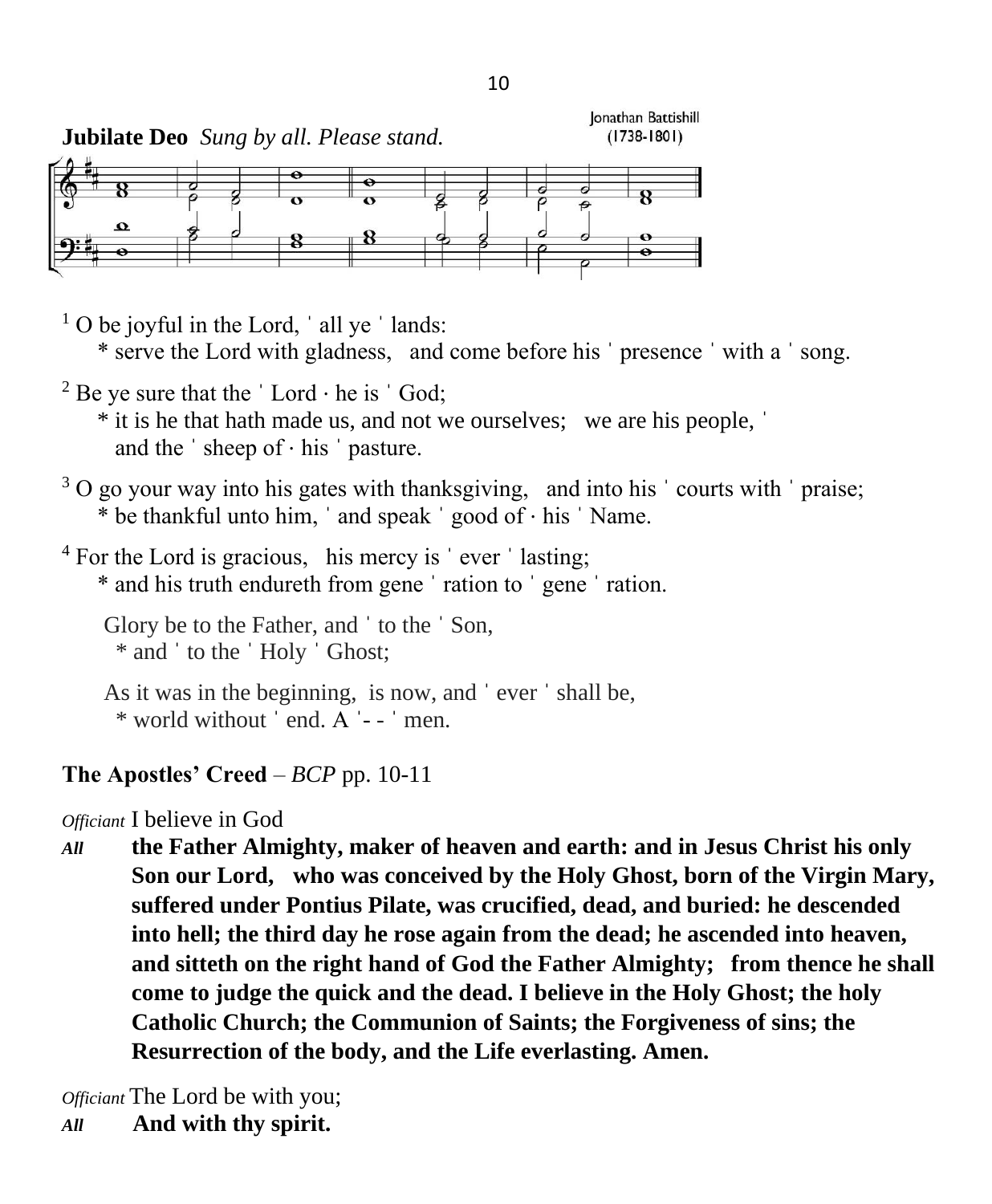**Jubilate Deo** *Sung by all. Please stand.*

Jonathan Battishill (1738-1801)

[1] O be joyful in the Lord, ˈ all ye ˈ lands:
* serve the Lord with gladness, and come before his ˈ presence ˈ with a ˈ song.

[2] Be ye sure that the ˈ Lord · he is ˈ God;
* it is he that hath made us, and not we ourselves; we are his people, ˈ and the ˈ sheep of · his ˈ pasture.

[3] O go your way into his gates with thanksgiving, and into his ˈ courts with ˈ praise;
* be thankful unto him, ˈ and speak ˈ good of · his ˈ Name.

[4] For the Lord is gracious, his mercy is ˈ ever ˈ lasting;
* and his truth endureth from gene ˈ ration to ˈ gene ˈ ration.

Glory be to the Father, and ˈ to the ˈ Son,
* and ˈ to the ˈ Holy ˈ Ghost;

As it was in the beginning, is now, and ˈ ever ˈ shall be,
* world without ˈ end. A ˈ- - ˈ men.

**The Apostles' Creed** – *BCP* pp. 10-11

*Officiant* I believe in God

*All* **the Father Almighty, maker of heaven and earth: and in Jesus Christ his only Son our Lord, who was conceived by the Holy Ghost, born of the Virgin Mary, suffered under Pontius Pilate, was crucified, dead, and buried: he descended into hell; the third day he rose again from the dead; he ascended into heaven, and sitteth on the right hand of God the Father Almighty; from thence he shall come to judge the quick and the dead. I believe in the Holy Ghost; the holy Catholic Church; the Communion of Saints; the Forgiveness of sins; the Resurrection of the body, and the Life everlasting. Amen.**

*Officiant* The Lord be with you;

*All* **And with thy spirit.**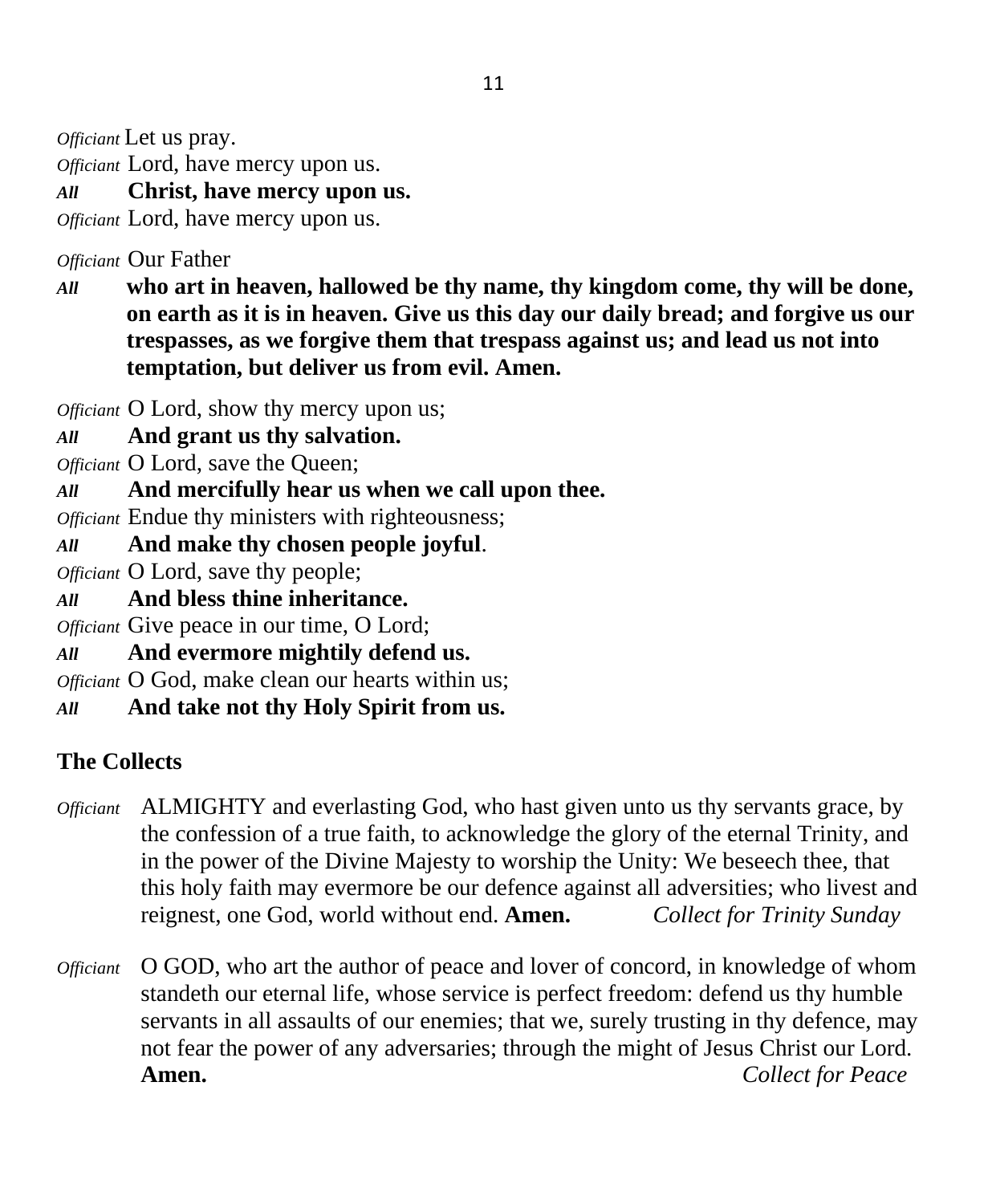*Officiant* Let us pray.
*Officiant* Lord, have mercy upon us.
***All*** **Christ, have mercy upon us.**
*Officiant* Lord, have mercy upon us.

*Officiant* Our Father
***All*** **who art in heaven, hallowed be thy name, thy kingdom come, thy will be done, on earth as it is in heaven. Give us this day our daily bread; and forgive us our trespasses, as we forgive them that trespass against us; and lead us not into temptation, but deliver us from evil. Amen.**

*Officiant* O Lord, show thy mercy upon us;
***All*** **And grant us thy salvation.**
*Officiant* O Lord, save the Queen;
***All*** **And mercifully hear us when we call upon thee.**
*Officiant* Endue thy ministers with righteousness;
***All*** **And make thy chosen people joyful**.
*Officiant* O Lord, save thy people;
***All*** **And bless thine inheritance.**
*Officiant* Give peace in our time, O Lord;
***All*** **And evermore mightily defend us.**
*Officiant* O God, make clean our hearts within us;
***All*** **And take not thy Holy Spirit from us.**

## The Collects

*Officiant* ALMIGHTY and everlasting God, who hast given unto us thy servants grace, by the confession of a true faith, to acknowledge the glory of the eternal Trinity, and in the power of the Divine Majesty to worship the Unity: We beseech thee, that this holy faith may evermore be our defence against all adversities; who livest and reignest, one God, world without end. **Amen.** *Collect for Trinity Sunday*

*Officiant* O GOD, who art the author of peace and lover of concord, in knowledge of whom standeth our eternal life, whose service is perfect freedom: defend us thy humble servants in all assaults of our enemies; that we, surely trusting in thy defence, may not fear the power of any adversaries; through the might of Jesus Christ our Lord. **Amen.** *Collect for Peace*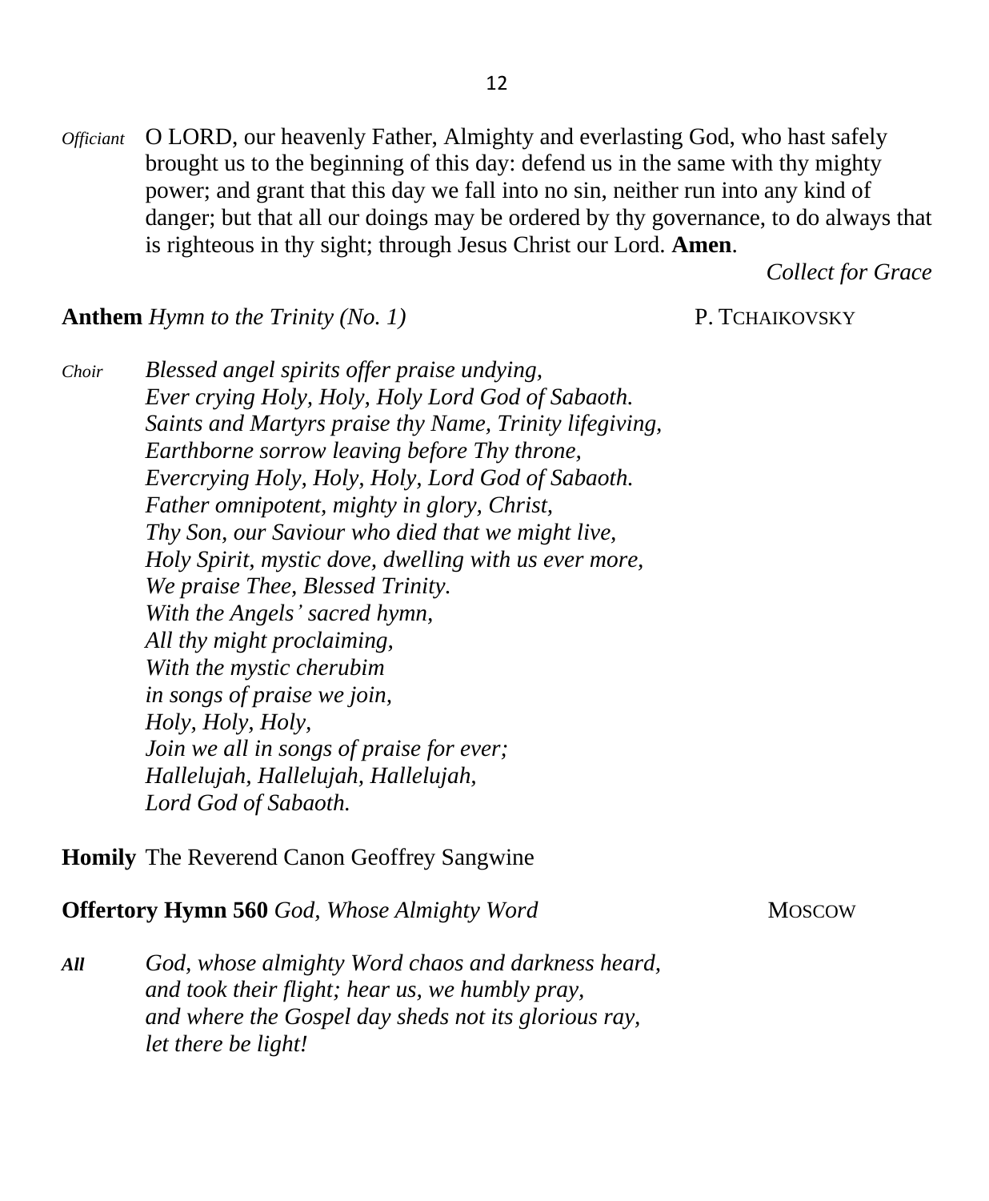*Officiant* O LORD, our heavenly Father, Almighty and everlasting God, who hast safely brought us to the beginning of this day: defend us in the same with thy mighty power; and grant that this day we fall into no sin, neither run into any kind of danger; but that all our doings may be ordered by thy governance, to do always that is righteous in thy sight; through Jesus Christ our Lord. **Amen**.

*Collect for Grace*

**Anthem** *Hymn to the Trinity (No. 1)* P. TCHAIKOVSKY

*Choir* *Blessed angel spirits offer praise undying,*
*Ever crying Holy, Holy, Holy Lord God of Sabaoth.*
*Saints and Martyrs praise thy Name, Trinity lifegiving,*
*Earthborne sorrow leaving before Thy throne,*
*Evercrying Holy, Holy, Holy, Lord God of Sabaoth.*
*Father omnipotent, mighty in glory, Christ,*
*Thy Son, our Saviour who died that we might live,*
*Holy Spirit, mystic dove, dwelling with us ever more,*
*We praise Thee, Blessed Trinity.*
*With the Angels' sacred hymn,*
*All thy might proclaiming,*
*With the mystic cherubim*
*in songs of praise we join,*
*Holy, Holy, Holy,*
*Join we all in songs of praise for ever;*
*Hallelujah, Hallelujah, Hallelujah,*
*Lord God of Sabaoth.*

**Homily** The Reverend Canon Geoffrey Sangwine

**Offertory Hymn 560** *God, Whose Almighty Word* MOSCOW

***All*** *God, whose almighty Word chaos and darkness heard,*
*and took their flight; hear us, we humbly pray,*
*and where the Gospel day sheds not its glorious ray,*
*let there be light!*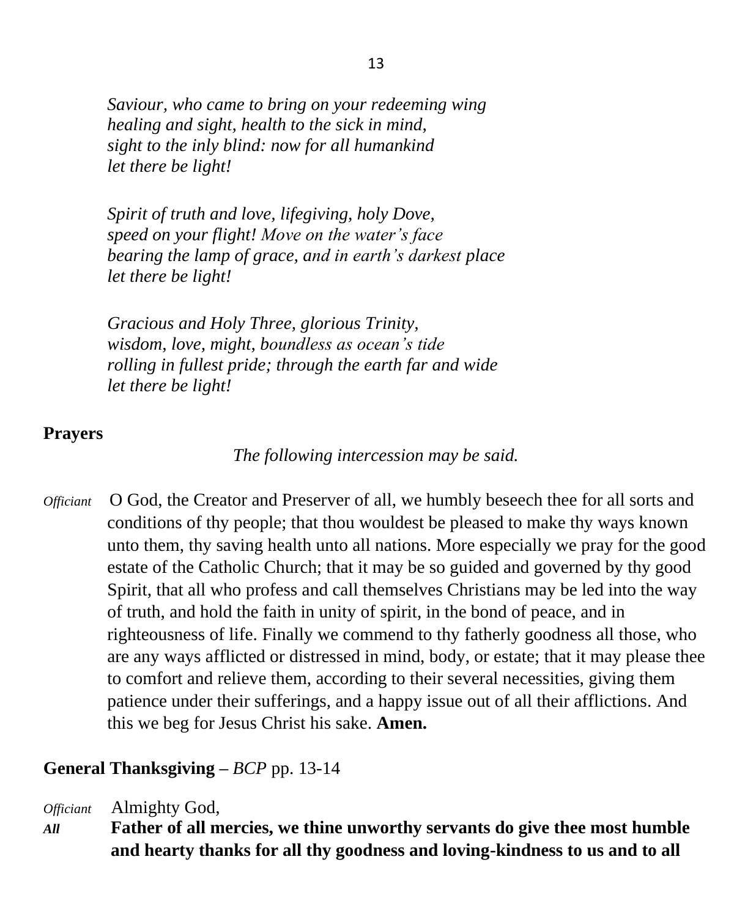*Saviour, who came to bring on your redeeming wing*
*healing and sight, health to the sick in mind,*
*sight to the inly blind: now for all humankind*
*let there be light!*

*Spirit of truth and love, lifegiving, holy Dove,*
*speed on your flight! Move on the water's face*
*bearing the lamp of grace, and in earth's darkest place*
*let there be light!*

*Gracious and Holy Three, glorious Trinity,*
*wisdom, love, might, boundless as ocean's tide*
*rolling in fullest pride; through the earth far and wide*
*let there be light!*

**Prayers**

*The following intercession may be said.*

*Officiant* O God, the Creator and Preserver of all, we humbly beseech thee for all sorts and conditions of thy people; that thou wouldest be pleased to make thy ways known unto them, thy saving health unto all nations. More especially we pray for the good estate of the Catholic Church; that it may be so guided and governed by thy good Spirit, that all who profess and call themselves Christians may be led into the way of truth, and hold the faith in unity of spirit, in the bond of peace, and in righteousness of life. Finally we commend to thy fatherly goodness all those, who are any ways afflicted or distressed in mind, body, or estate; that it may please thee to comfort and relieve them, according to their several necessities, giving them patience under their sufferings, and a happy issue out of all their afflictions. And this we beg for Jesus Christ his sake. **Amen.**

**General Thanksgiving –** *BCP* pp. 13-14

*Officiant* Almighty God,
***All*** **Father of all mercies, we thine unworthy servants do give thee most humble and hearty thanks for all thy goodness and loving-kindness to us and to all**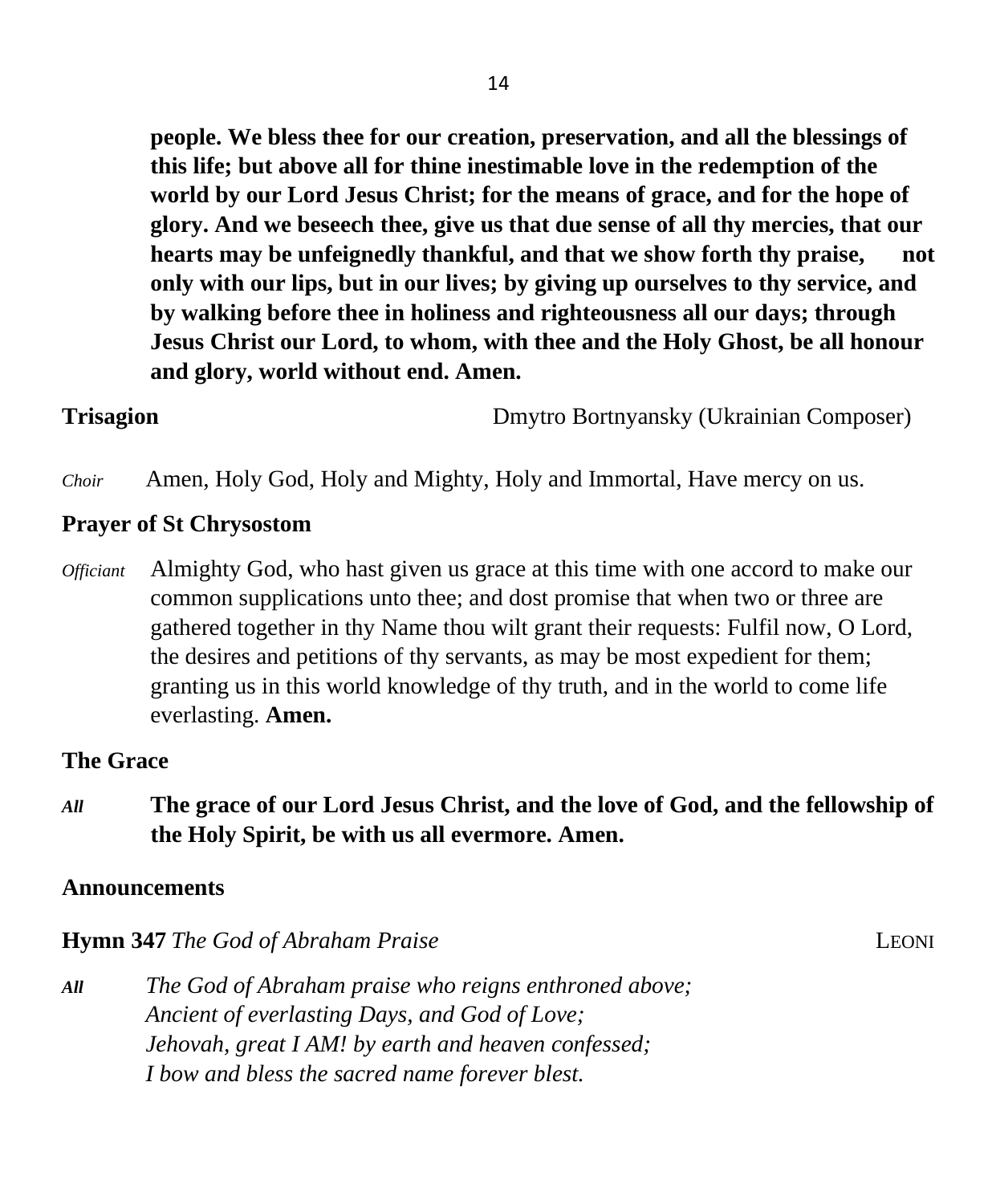**people. We bless thee for our creation, preservation, and all the blessings of this life; but above all for thine inestimable love in the redemption of the world by our Lord Jesus Christ; for the means of grace, and for the hope of glory. And we beseech thee, give us that due sense of all thy mercies, that our hearts may be unfeignedly thankful, and that we show forth thy praise, not only with our lips, but in our lives; by giving up ourselves to thy service, and by walking before thee in holiness and righteousness all our days; through Jesus Christ our Lord, to whom, with thee and the Holy Ghost, be all honour and glory, world without end. Amen.**

**Trisagion** Dmytro Bortnyansky (Ukrainian Composer)

*Choir* Amen, Holy God, Holy and Mighty, Holy and Immortal, Have mercy on us.

**Prayer of St Chrysostom**

*Officiant* Almighty God, who hast given us grace at this time with one accord to make our common supplications unto thee; and dost promise that when two or three are gathered together in thy Name thou wilt grant their requests: Fulfil now, O Lord, the desires and petitions of thy servants, as may be most expedient for them; granting us in this world knowledge of thy truth, and in the world to come life everlasting. **Amen.**

**The Grace**

*All* **The grace of our Lord Jesus Christ, and the love of God, and the fellowship of the Holy Spirit, be with us all evermore. Amen.**

**Announcements**

**Hymn 347** *The God of Abraham Praise* LEONI

*All* *The God of Abraham praise who reigns enthroned above;*
*Ancient of everlasting Days, and God of Love;*
*Jehovah, great I AM! by earth and heaven confessed;*
*I bow and bless the sacred name forever blest.*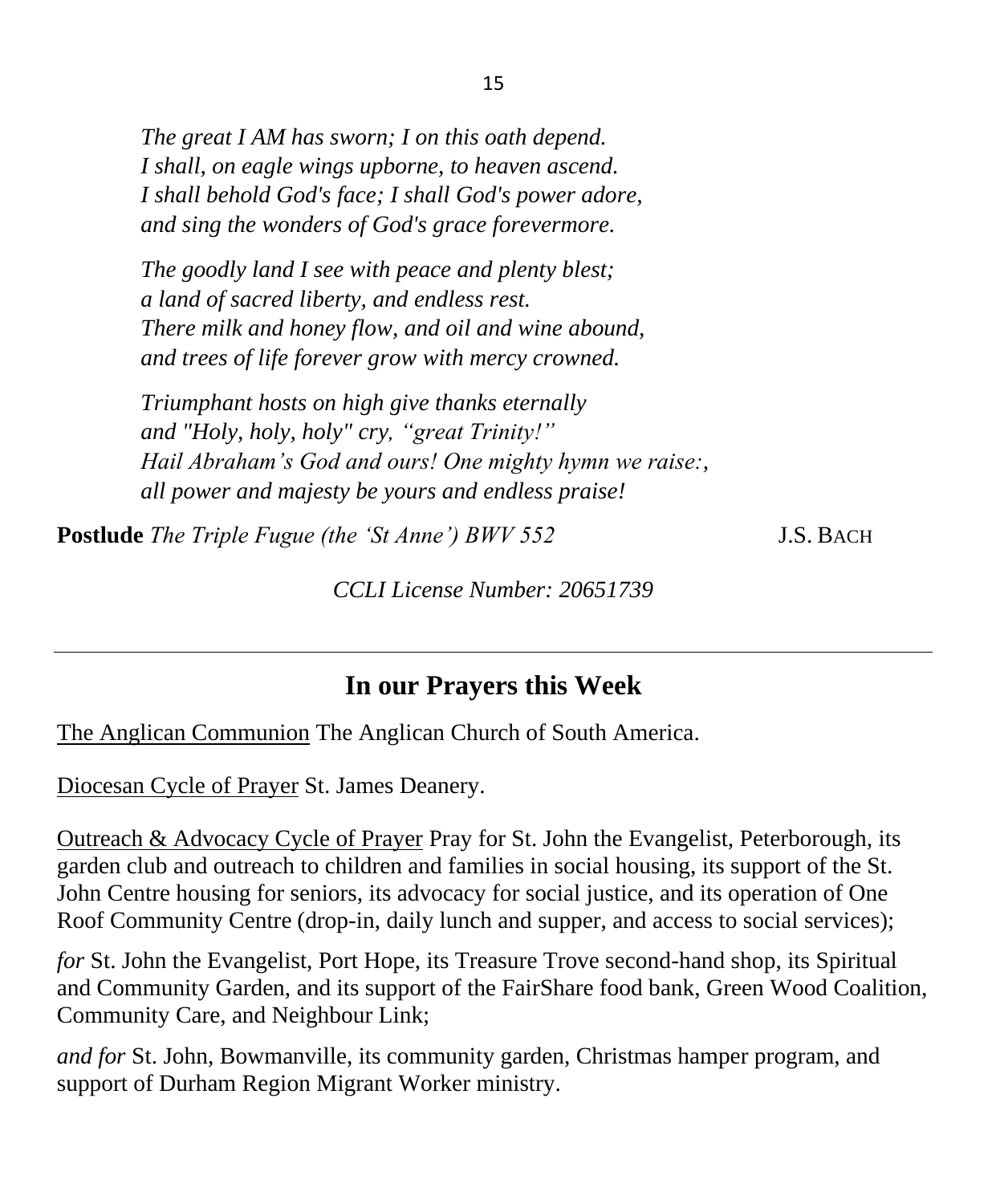*The great I AM has sworn; I on this oath depend.*
*I shall, on eagle wings upborne, to heaven ascend.*
*I shall behold God's face; I shall God's power adore,*
*and sing the wonders of God's grace forevermore.*

*The goodly land I see with peace and plenty blest;*
*a land of sacred liberty, and endless rest.*
*There milk and honey flow, and oil and wine abound,*
*and trees of life forever grow with mercy crowned.*

*Triumphant hosts on high give thanks eternally*
*and "Holy, holy, holy" cry, "great Trinity!"*
*Hail Abraham's God and ours! One mighty hymn we raise:,*
*all power and majesty be yours and endless praise!*

**Postlude** *The Triple Fugue (the 'St Anne') BWV 552* J.S. BACH

*CCLI License Number: 20651739*

---

## In our Prayers this Week

The Anglican Communion The Anglican Church of South America.

Diocesan Cycle of Prayer St. James Deanery.

Outreach & Advocacy Cycle of Prayer Pray for St. John the Evangelist, Peterborough, its garden club and outreach to children and families in social housing, its support of the St. John Centre housing for seniors, its advocacy for social justice, and its operation of One Roof Community Centre (drop-in, daily lunch and supper, and access to social services);

*for* St. John the Evangelist, Port Hope, its Treasure Trove second-hand shop, its Spiritual and Community Garden, and its support of the FairShare food bank, Green Wood Coalition, Community Care, and Neighbour Link;

*and for* St. John, Bowmanville, its community garden, Christmas hamper program, and support of Durham Region Migrant Worker ministry.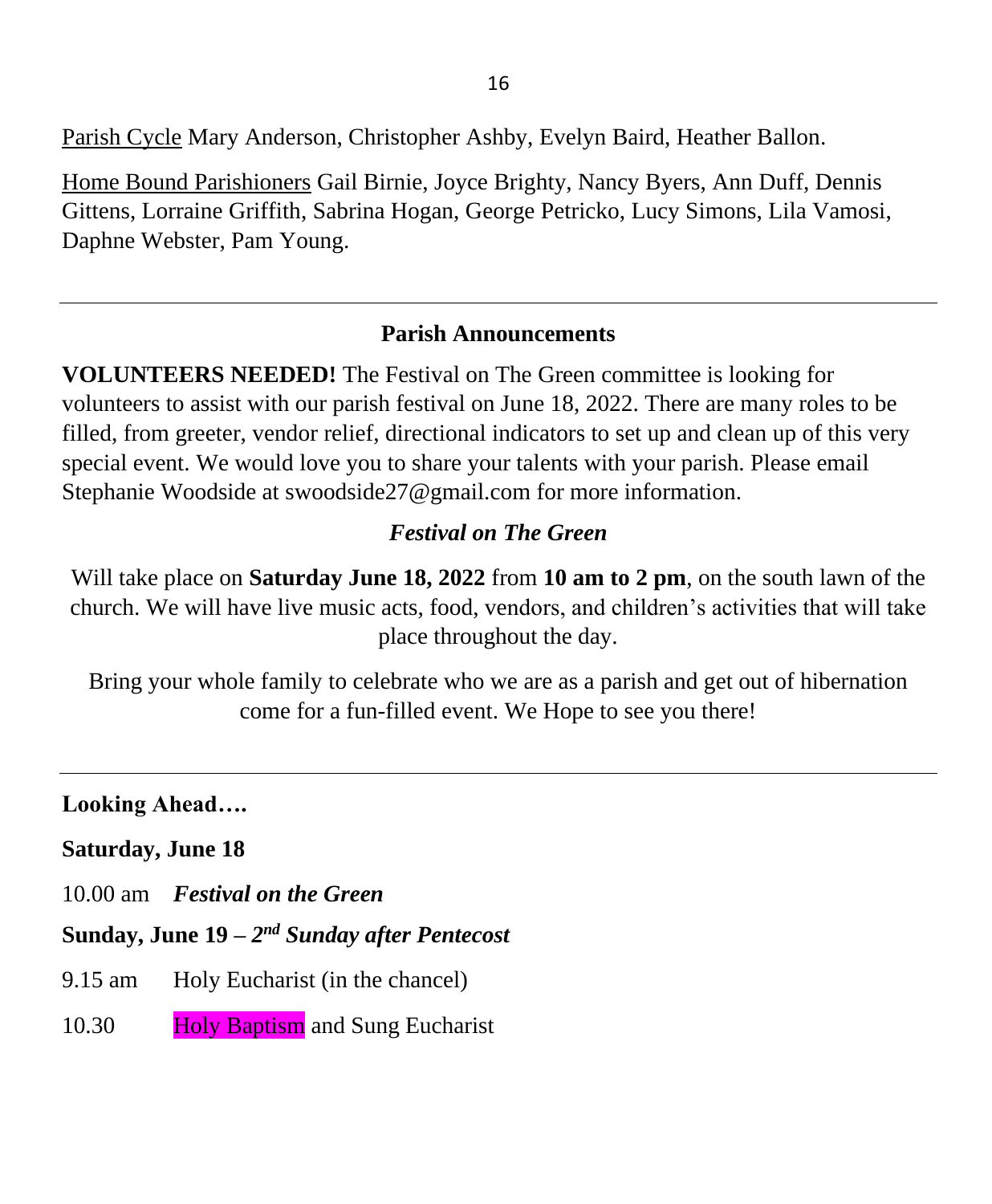Parish Cycle Mary Anderson, Christopher Ashby, Evelyn Baird, Heather Ballon.

Home Bound Parishioners Gail Birnie, Joyce Brighty, Nancy Byers, Ann Duff, Dennis Gittens, Lorraine Griffith, Sabrina Hogan, George Petricko, Lucy Simons, Lila Vamosi, Daphne Webster, Pam Young.

---

## Parish Announcements

**VOLUNTEERS NEEDED!** The Festival on The Green committee is looking for volunteers to assist with our parish festival on June 18, 2022. There are many roles to be filled, from greeter, vendor relief, directional indicators to set up and clean up of this very special event. We would love you to share your talents with your parish. Please email Stephanie Woodside at swoodside27@gmail.com for more information.

***Festival on The Green***

Will take place on **Saturday June 18, 2022** from **10 am to 2 pm**, on the south lawn of the church. We will have live music acts, food, vendors, and children's activities that will take place throughout the day.

Bring your whole family to celebrate who we are as a parish and get out of hibernation come for a fun-filled event. We Hope to see you there!

---

**Looking Ahead….**

**Saturday, June 18**

10.00 am ***Festival on the Green***

**Sunday, June 19 – *2nd Sunday after Pentecost***

9.15 am Holy Eucharist (in the chancel)

10.30 Holy Baptism and Sung Eucharist